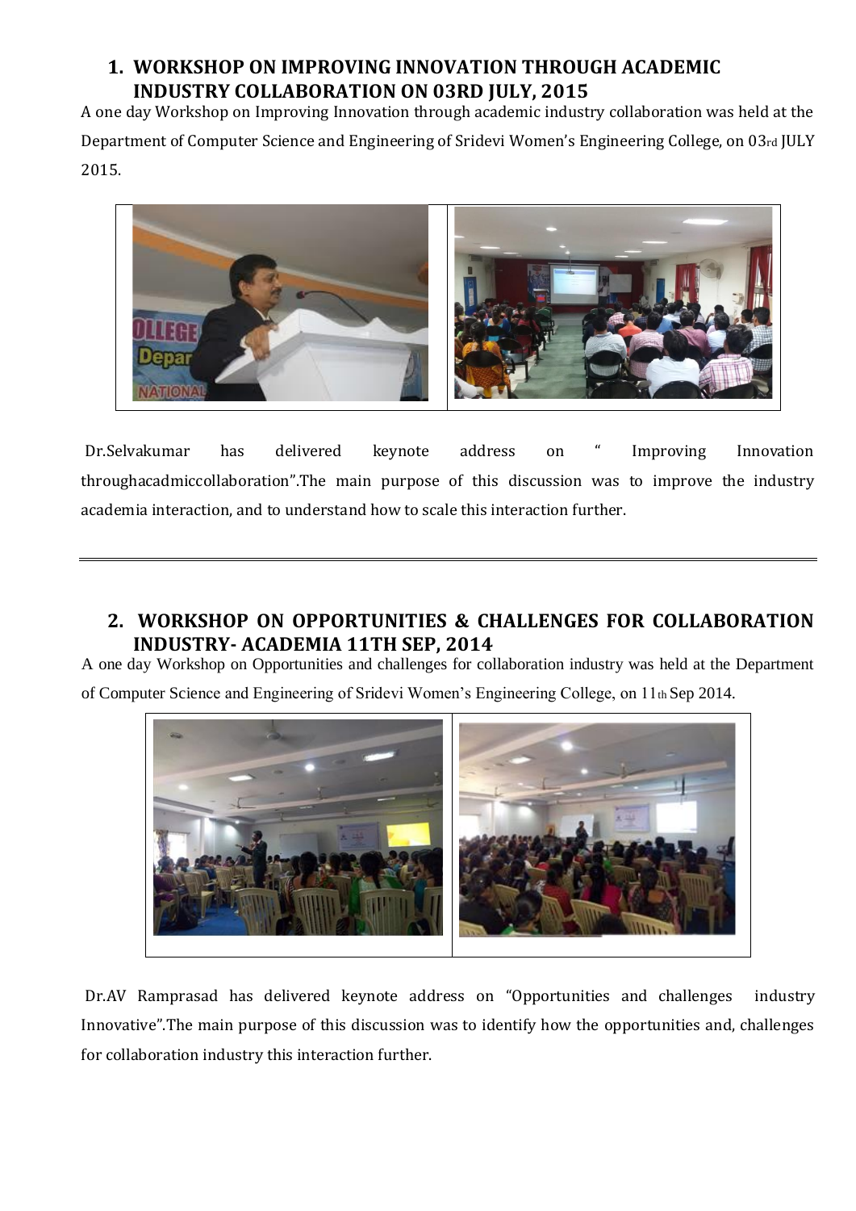## 1. WORKSHOP ON IMPROVING INNOVATION THROUGH ACADEMIC INDUSTRY COLLABORATION ON 03RD JULY, 2015

A one day Workshop on Improving Innovation through academic industry collaboration was held at the Department of Computer Science and Engineering of Sridevi Women's Engineering College, on 03rd JULY 2015.

Dr.Selvakumar has delivered keynote address on " Improving Innovation throughacadmiccollaboration".The main purpose of this discussion was to improve the industry academia interaction, and to understand how to scale this interaction further.

---

## 2. WORKSHOP ON OPPORTUNITIES & CHALLENGES FOR COLLABORATION INDUSTRY- ACADEMIA 11TH SEP, 2014

A one day Workshop on Opportunities and challenges for collaboration industry was held at the Department of Computer Science and Engineering of Sridevi Women's Engineering College, on 11th Sep 2014.

Dr.AV Ramprasad has delivered keynote address on "Opportunities and challenges industry Innovative".The main purpose of this discussion was to identify how the opportunities and, challenges for collaboration industry this interaction further.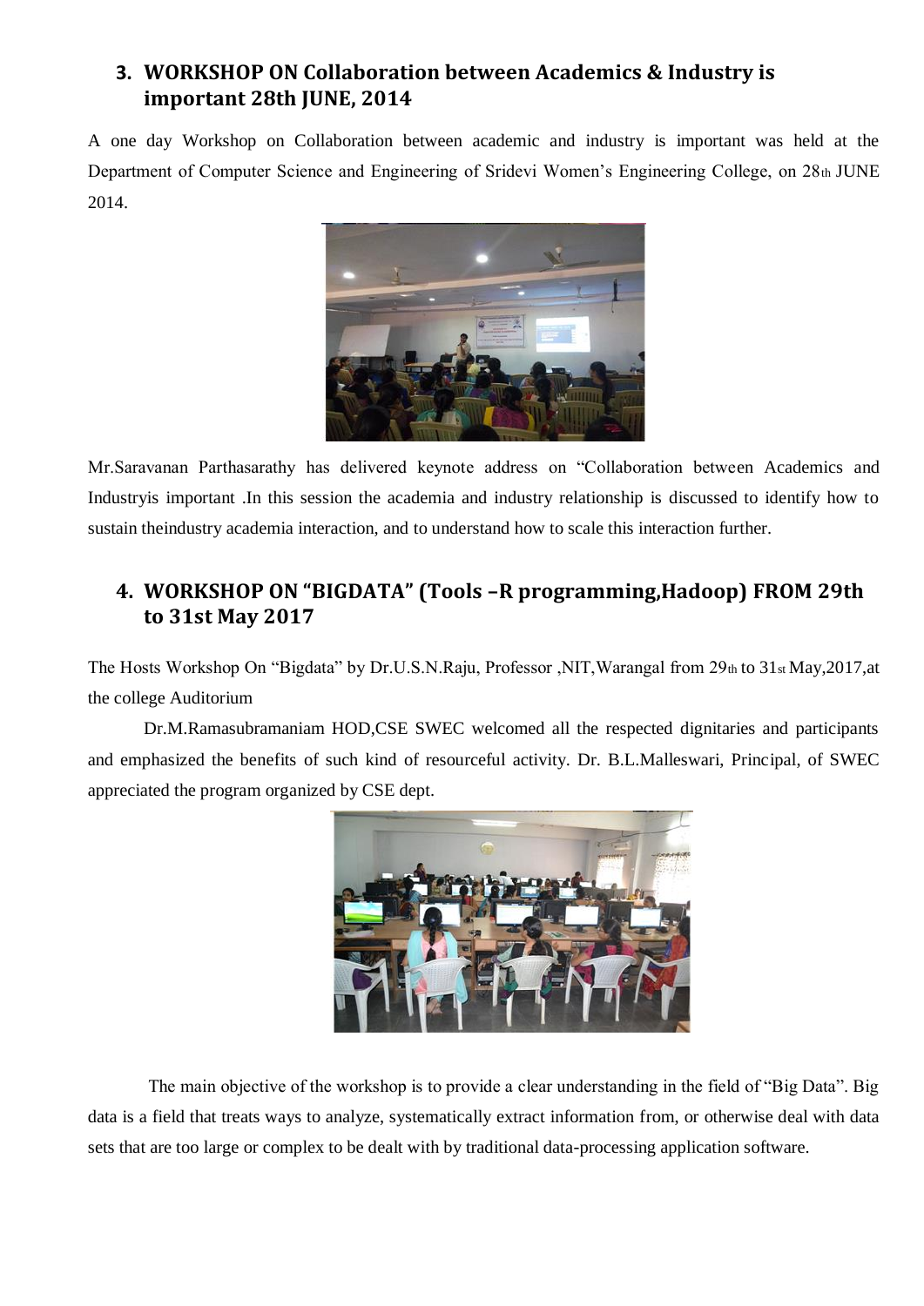## 3. WORKSHOP ON Collaboration between Academics & Industry is important 28th JUNE, 2014

A one day Workshop on Collaboration between academic and industry is important was held at the Department of Computer Science and Engineering of Sridevi Women's Engineering College, on 28th JUNE 2014.

Mr.Saravanan Parthasarathy has delivered keynote address on "Collaboration between Academics and Industryis important .In this session the academia and industry relationship is discussed to identify how to sustain theindustry academia interaction, and to understand how to scale this interaction further.

## 4. WORKSHOP ON "BIGDATA" (Tools –R programming,Hadoop) FROM 29th to 31st May 2017

The Hosts Workshop On "Bigdata" by Dr.U.S.N.Raju, Professor ,NIT,Warangal from 29th to 31st May,2017,at the college Auditorium

Dr.M.Ramasubramaniam HOD,CSE SWEC welcomed all the respected dignitaries and participants and emphasized the benefits of such kind of resourceful activity. Dr. B.L.Malleswari, Principal, of SWEC appreciated the program organized by CSE dept.

The main objective of the workshop is to provide a clear understanding in the field of "Big Data". Big data is a field that treats ways to analyze, systematically extract information from, or otherwise deal with data sets that are too large or complex to be dealt with by traditional data-processing application software.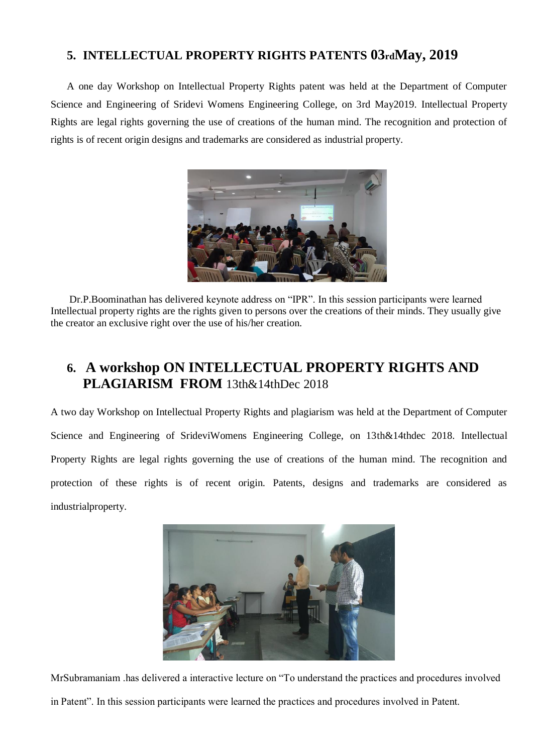## 5. INTELLECTUAL PROPERTY RIGHTS PATENTS 03rdMay, 2019

A one day Workshop on Intellectual Property Rights patent was held at the Department of Computer Science and Engineering of Sridevi Womens Engineering College, on 3rd May2019. Intellectual Property Rights are legal rights governing the use of creations of the human mind. The recognition and protection of rights is of recent origin designs and trademarks are considered as industrial property.

Dr.P.Boominathan has delivered keynote address on "IPR". In this session participants were learned Intellectual property rights are the rights given to persons over the creations of their minds. They usually give the creator an exclusive right over the use of his/her creation.

## 6. A workshop ON INTELLECTUAL PROPERTY RIGHTS AND PLAGIARISM FROM 13th&14thDec 2018

A two day Workshop on Intellectual Property Rights and plagiarism was held at the Department of Computer Science and Engineering of SrideviWomens Engineering College, on 13th&14thdec 2018. Intellectual Property Rights are legal rights governing the use of creations of the human mind. The recognition and protection of these rights is of recent origin. Patents, designs and trademarks are considered as industrialproperty.

MrSubramaniam .has delivered a interactive lecture on "To understand the practices and procedures involved in Patent". In this session participants were learned the practices and procedures involved in Patent.